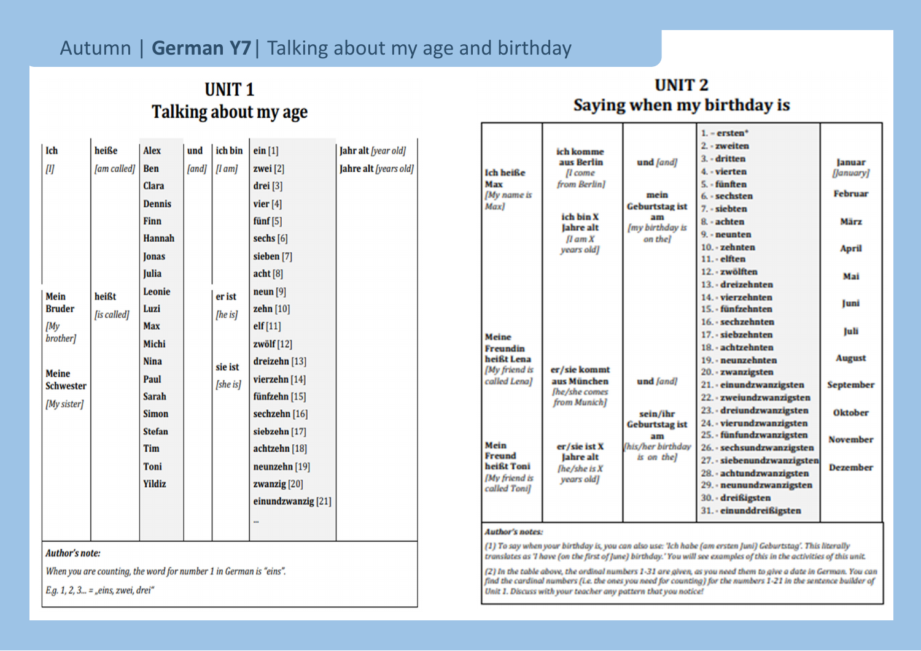Autumn | **German Y7** | Talking about my age and birthday

# UNIT 1
## Talking about my age

| | | | | | | |
|---|---|---|---|---|---|---|
| **Ich** *[I]* | **heiße** *[am called]* | **Alex** | **und** *[and]* | **ich bin** *[I am]* | **ein** [1] | **Jahr alt** *[year old]* |
| | | **Ben** | | | **zwei** [2] | **Jahre alt** *[years old]* |
| | | **Clara** | | | **drei** [3] | |
| | | **Dennis** | | | **vier** [4] | |
| | | **Finn** | | | **fünf** [5] | |
| | | **Hannah** | | | **sechs** [6] | |
| | | **Jonas** | | | **sieben** [7] | |
| | | **Julia** | | | **acht** [8] | |
| **Mein Bruder** *[My brother]* | **heißt** *[is called]* | **Leonie** | | **er ist** *[he is]* | **neun** [9] | |
| | | **Luzi** | | | **zehn** [10] | |
| | | **Max** | | | **elf** [11] | |
| | | **Michi** | | | **zwölf** [12] | |
| | | **Nina** | | **sie ist** *[she is]* | **dreizehn** [13] | |
| **Meine Schwester** *[My sister]* | | **Paul** | | | **vierzehn** [14] | |
| | | **Sarah** | | | **fünfzehn** [15] | |
| | | **Simon** | | | **sechzehn** [16] | |
| | | **Stefan** | | | **siebzehn** [17] | |
| | | **Tim** | | | **achtzehn** [18] | |
| | | **Toni** | | | **neunzehn** [19] | |
| | | **Yildiz** | | | **zwanzig** [20] | |
| | | | | | **einundzwanzig** [21] | |
| | | | | | ... | |

***Author's note:***

*When you are counting, the word for number 1 in German is "eins".*

*E.g. 1, 2, 3... = „eins, zwei, drei"*

# UNIT 2
## Saying when my birthday is

| | | | | |
|---|---|---|---|---|
| **Ich heiße Max** *[My name is Max]* | **ich komme aus Berlin** *[I come from Berlin]* | **und** *[and]* | 1. - **ersten**\* | **Januar** *[January]* |
| | **ich bin X Jahre alt** *[I am X years old]* | **mein Geburtstag ist am** *[my birthday is on the]* | 2. - **zweiten** | **Februar** |
| | | | 3. - **dritten** | **März** |
| | | | 4. - **vierten** | **April** |
| | | | 5. - **fünften** | **Mai** |
| | | | 6. - **sechsten** | **Juni** |
| | | | 7. - **siebten** | **Juli** |
| | | | 8. - **achten** | **August** |
| | | | 9. - **neunten** | **September** |
| | | | 10. - **zehnten** | **Oktober** |
| | | | 11. - **elften** | **November** |
| | | | 12. - **zwölften** | **Dezember** |
| | | | 13. - **dreizehnten** | |
| | | | 14. - **vierzehnten** | |
| | | | 15. - **fünfzehnten** | |
| | | | 16. - **sechzehnten** | |
| **Meine Freundin heißt Lena** *[My friend is called Lena]* | **er/sie kommt aus München** *[he/she comes from Munich]* | **und** *[and]* | 17. - **siebzehnten** | |
| | | | 18. - **achtzehnten** | |
| | | | 19. - **neunzehnten** | |
| | | **sein/ihr Geburtstag ist am** *[his/her birthday is on the]* | 20. - **zwanzigsten** | |
| **Mein Freund heißt Toni** *[My friend is called Toni]* | **er/sie ist X Jahre alt** *[he/she is X years old]* | | 21. - **einundzwanzigsten** | |
| | | | 22. - **zweiundzwanzigsten** | |
| | | | 23. - **dreiundzwanzigsten** | |
| | | | 24. - **vierundzwanzigsten** | |
| | | | 25. - **fünfundzwanzigsten** | |
| | | | 26. - **sechsundzwanzigsten** | |
| | | | 27. - **siebenundzwanzigsten** | |
| | | | 28. - **achtundzwanzigsten** | |
| | | | 29. - **neunundzwanzigsten** | |
| | | | 30. - **dreißigsten** | |
| | | | 31. - **einunddreißigsten** | |

***Author's notes:***

*(1) To say when your birthday is, you can also use: 'Ich habe (am ersten Juni) Geburtstag'. This literally translates as 'I have (on the first of June) birthday.' You will see examples of this in the activities of this unit.*

*(2) In the table above, the ordinal numbers 1-31 are given, as you need them to give a date in German. You can find the cardinal numbers (i.e. the ones you need for counting) for the numbers 1-21 in the sentence builder of Unit 1. Discuss with your teacher any pattern that you notice!*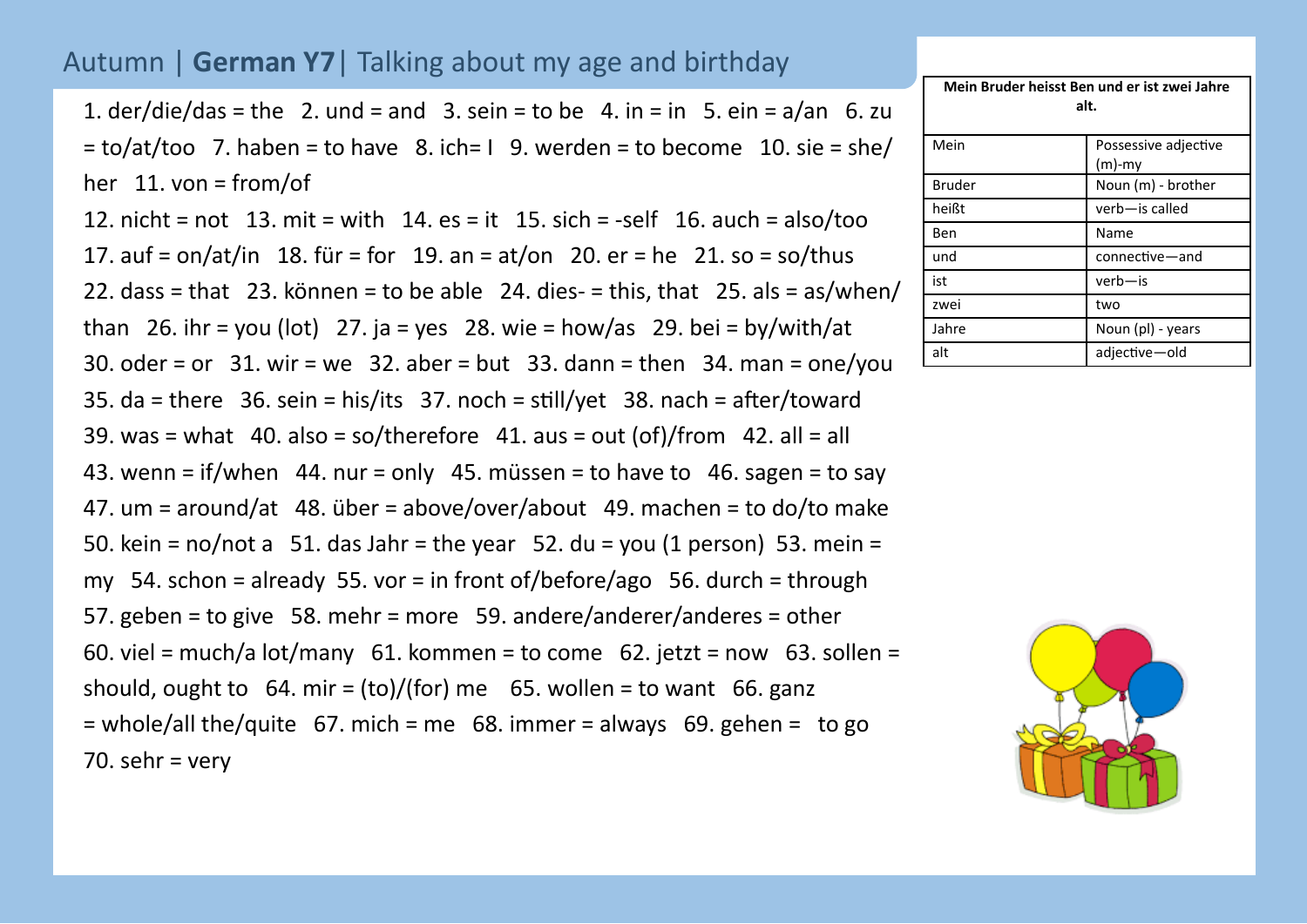# Autumn | **German Y7**| Talking about my age and birthday

1. der/die/das = the 2. und = and 3. sein = to be 4. in = in 5. ein = a/an 6. zu = to/at/too 7. haben = to have 8. ich= I 9. werden = to become 10. sie = she/her 11. von = from/of

12. nicht = not 13. mit = with 14. es = it 15. sich = -self 16. auch = also/too 17. auf = on/at/in 18. für = for 19. an = at/on 20. er = he 21. so = so/thus 22. dass = that 23. können = to be able 24. dies- = this, that 25. als = as/when/than 26. ihr = you (lot) 27. ja = yes 28. wie = how/as 29. bei = by/with/at 30. oder = or 31. wir = we 32. aber = but 33. dann = then 34. man = one/you 35. da = there 36. sein = his/its 37. noch = still/yet 38. nach = after/toward 39. was = what 40. also = so/therefore 41. aus = out (of)/from 42. all = all 43. wenn = if/when 44. nur = only 45. müssen = to have to 46. sagen = to say 47. um = around/at 48. über = above/over/about 49. machen = to do/to make 50. kein = no/not a 51. das Jahr = the year 52. du = you (1 person) 53. mein = my 54. schon = already 55. vor = in front of/before/ago 56. durch = through 57. geben = to give 58. mehr = more 59. andere/anderer/anderes = other 60. viel = much/a lot/many 61. kommen = to come 62. jetzt = now 63. sollen = should, ought to 64. mir = (to)/(for) me 65. wollen = to want 66. ganz = whole/all the/quite 67. mich = me 68. immer = always 69. gehen = to go 70. sehr = very

| **Mein Bruder heisst Ben und er ist zwei Jahre alt.** | |
|---|---|
| Mein | Possessive adjective (m)-my |
| Bruder | Noun (m) - brother |
| heißt | verb—is called |
| Ben | Name |
| und | connective—and |
| ist | verb—is |
| zwei | two |
| Jahre | Noun (pl) - years |
| alt | adjective—old |